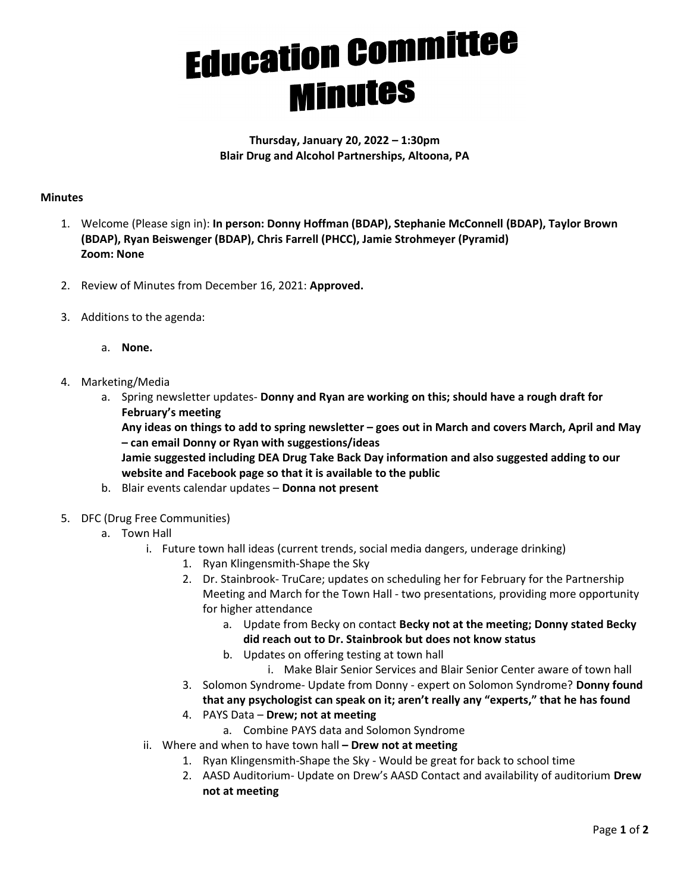# Education Committee Minutes

**Thursday, January 20, 2022 – 1:30pm**
**Blair Drug and Alcohol Partnerships, Altoona, PA**

**Minutes**

1. Welcome (Please sign in): **In person: Donny Hoffman (BDAP), Stephanie McConnell (BDAP), Taylor Brown (BDAP), Ryan Beiswenger (BDAP), Chris Farrell (PHCC), Jamie Strohmeyer (Pyramid)**
   **Zoom: None**

2. Review of Minutes from December 16, 2021: **Approved.**

3. Additions to the agenda:

   a. **None.**

4. Marketing/Media
   a. Spring newsletter updates- **Donny and Ryan are working on this; should have a rough draft for February's meeting**
   **Any ideas on things to add to spring newsletter – goes out in March and covers March, April and May – can email Donny or Ryan with suggestions/ideas**
   **Jamie suggested including DEA Drug Take Back Day information and also suggested adding to our website and Facebook page so that it is available to the public**
   b. Blair events calendar updates – **Donna not present**

5. DFC (Drug Free Communities)
   a. Town Hall
      i. Future town hall ideas (current trends, social media dangers, underage drinking)
         1. Ryan Klingensmith-Shape the Sky
         2. Dr. Stainbrook- TruCare; updates on scheduling her for February for the Partnership Meeting and March for the Town Hall - two presentations, providing more opportunity for higher attendance
            a. Update from Becky on contact **Becky not at the meeting; Donny stated Becky did reach out to Dr. Stainbrook but does not know status**
            b. Updates on offering testing at town hall
               i. Make Blair Senior Services and Blair Senior Center aware of town hall
         3. Solomon Syndrome- Update from Donny - expert on Solomon Syndrome? **Donny found that any psychologist can speak on it; aren't really any "experts," that he has found**
         4. PAYS Data – **Drew; not at meeting**
            a. Combine PAYS data and Solomon Syndrome
      ii. Where and when to have town hall **– Drew not at meeting**
         1. Ryan Klingensmith-Shape the Sky - Would be great for back to school time
         2. AASD Auditorium- Update on Drew's AASD Contact and availability of auditorium **Drew not at meeting**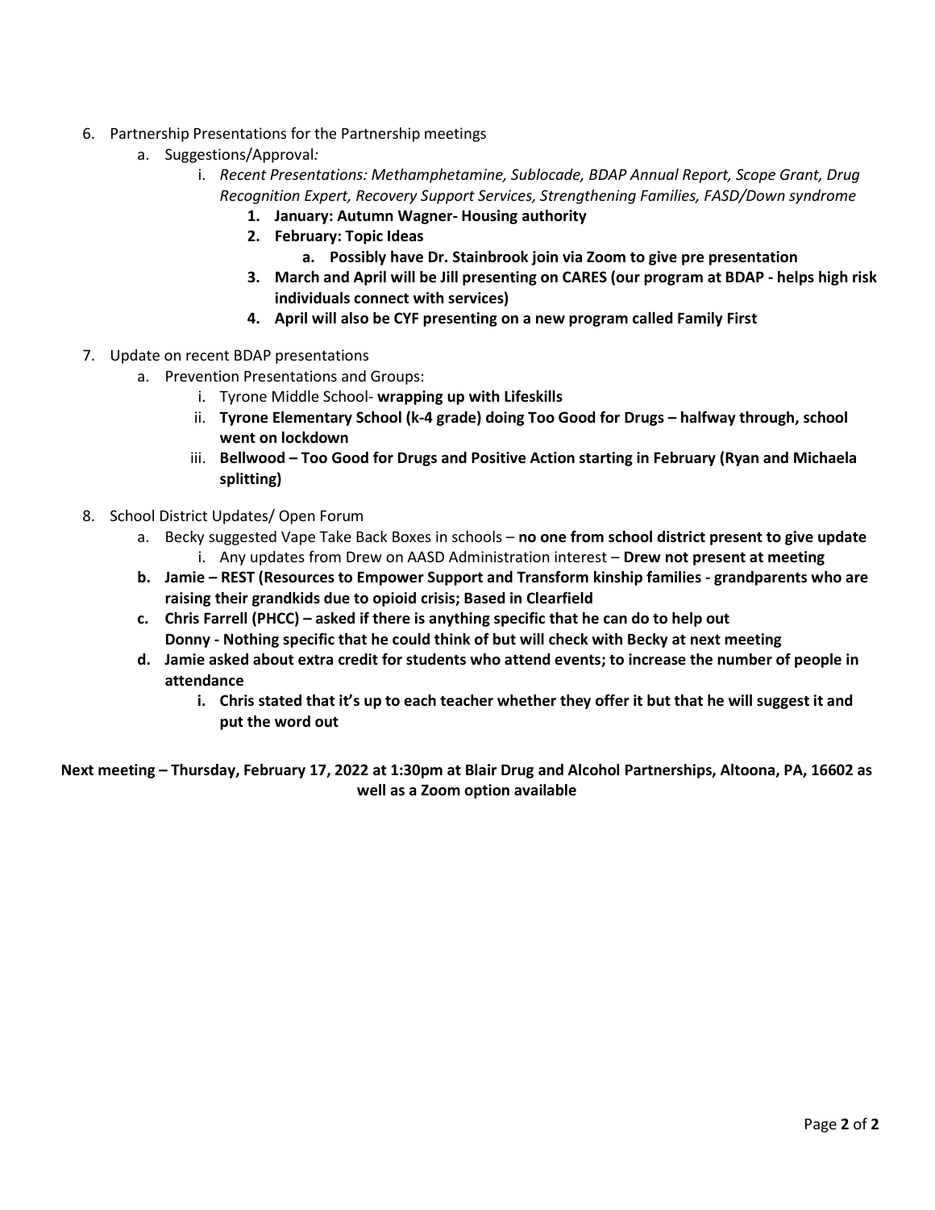6. Partnership Presentations for the Partnership meetings
    a. Suggestions/Approval*:*
        i. *Recent Presentations: Methamphetamine, Sublocade, BDAP Annual Report, Scope Grant, Drug Recognition Expert, Recovery Support Services, Strengthening Families, FASD/Down syndrome*
            1. **January: Autumn Wagner- Housing authority**
            2. **February: Topic Ideas**
                a. **Possibly have Dr. Stainbrook join via Zoom to give pre presentation**
            3. **March and April will be Jill presenting on CARES (our program at BDAP - helps high risk individuals connect with services)**
            4. **April will also be CYF presenting on a new program called Family First**

7. Update on recent BDAP presentations
    a. Prevention Presentations and Groups:
        i. Tyrone Middle School- **wrapping up with Lifeskills**
        ii. **Tyrone Elementary School (k-4 grade) doing Too Good for Drugs – halfway through, school went on lockdown**
        iii. **Bellwood – Too Good for Drugs and Positive Action starting in February (Ryan and Michaela splitting)**

8. School District Updates/ Open Forum
    a. Becky suggested Vape Take Back Boxes in schools – **no one from school district present to give update**
        i. Any updates from Drew on AASD Administration interest – **Drew not present at meeting**
    **b. Jamie – REST (Resources to Empower Support and Transform kinship families - grandparents who are raising their grandkids due to opioid crisis; Based in Clearfield**
    **c. Chris Farrell (PHCC) – asked if there is anything specific that he can do to help out**
    **Donny - Nothing specific that he could think of but will check with Becky at next meeting**
    **d. Jamie asked about extra credit for students who attend events; to increase the number of people in attendance**
        **i. Chris stated that it's up to each teacher whether they offer it but that he will suggest it and put the word out**

**Next meeting – Thursday, February 17, 2022 at 1:30pm at Blair Drug and Alcohol Partnerships, Altoona, PA, 16602 as well as a Zoom option available**